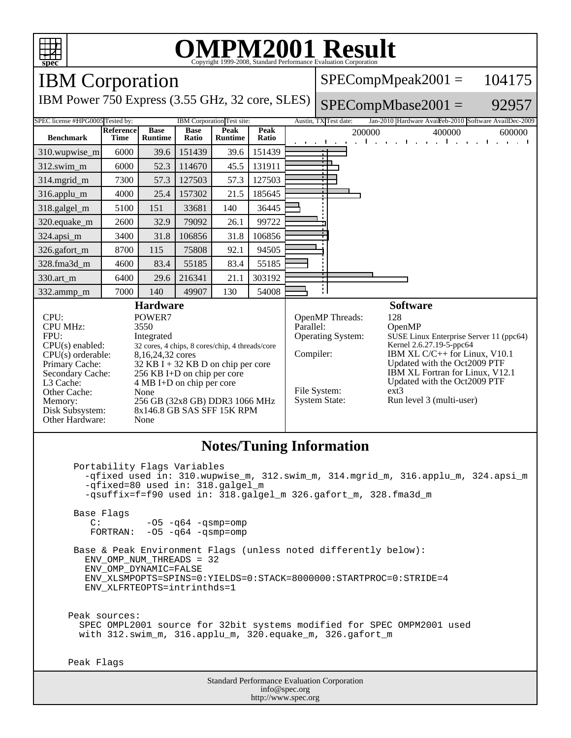# OMPM2001 Result

Copyright 1999-2008, Standard Performance Evaluation Corporation

## IBM Corporation

IBM Power 750 Express (3.55 GHz, 32 core, SLES)

SPECompMpeak2001 = 104175

SPECompMbase2001 = 92957

SPEC license #: HPG0005 Tested by: IBM Corporation Test site: Austin, TX Test date: Jan-2010 Hardware Avail: Feb-2010 Software Avail: Dec-2009

| Benchmark | Reference Time | Base Runtime | Base Ratio | Peak Runtime | Peak Ratio |
|---|---|---|---|---|---|
| 310.wupwise_m | 6000 | 39.6 | 151439 | 39.6 | 151439 |
| 312.swim_m | 6000 | 52.3 | 114670 | 45.5 | 131911 |
| 314.mgrid_m | 7300 | 57.3 | 127503 | 57.3 | 127503 |
| 316.applu_m | 4000 | 25.4 | 157302 | 21.5 | 185645 |
| 318.galgel_m | 5100 | 151 | 33681 | 140 | 36445 |
| 320.equake_m | 2600 | 32.9 | 79092 | 26.1 | 99722 |
| 324.apsi_m | 3400 | 31.8 | 106856 | 31.8 | 106856 |
| 326.gafort_m | 8700 | 115 | 75808 | 92.1 | 94505 |
| 328.fma3d_m | 4600 | 83.4 | 55185 | 83.4 | 55185 |
| 330.art_m | 6400 | 29.6 | 216341 | 21.1 | 303192 |
| 332.ammp_m | 7000 | 140 | 49907 | 130 | 54008 |

### Hardware

| | |
|---|---|
| CPU: | POWER7 |
| CPU MHz: | 3550 |
| FPU: | Integrated |
| CPU(s) enabled: | 32 cores, 4 chips, 8 cores/chip, 4 threads/core |
| CPU(s) orderable: | 8,16,24,32 cores |
| Primary Cache: | 32 KB I + 32 KB D on chip per core |
| Secondary Cache: | 256 KB I+D on chip per core |
| L3 Cache: | 4 MB I+D on chip per core |
| Other Cache: | None |
| Memory: | 256 GB (32x8 GB) DDR3 1066 MHz |
| Disk Subsystem: | 8x146.8 GB SAS SFF 15K RPM |
| Other Hardware: | None |

### Software

| | |
|---|---|
| OpenMP Threads: | 128 |
| Parallel: | OpenMP |
| Operating System: | SUSE Linux Enterprise Server 11 (ppc64) Kernel 2.6.27.19-5-ppc64 |
| Compiler: | IBM XL C/C++ for Linux, V10.1 Updated with the Oct2009 PTF IBM XL Fortran for Linux, V12.1 Updated with the Oct2009 PTF |
| File System: | ext3 |
| System State: | Run level 3 (multi-user) |

### Notes/Tuning Information

```
Portability Flags Variables
  -qfixed used in: 310.wupwise_m, 312.swim_m, 314.mgrid_m, 316.applu_m, 324.apsi_m
  -qfixed=80 used in: 318.galgel_m
  -qsuffix=f=f90 used in: 318.galgel_m 326.gafort_m, 328.fma3d_m

Base Flags
   C:        -O5 -q64 -qsmp=omp
   FORTRAN:  -O5 -q64 -qsmp=omp

Base & Peak Environment Flags (unless noted differently below):
  ENV_OMP_NUM_THREADS = 32
  ENV_OMP_DYNAMIC=FALSE
  ENV_XLSMPOPTS=SPINS=0:YIELDS=0:STACK=8000000:STARTPROC=0:STRIDE=4
  ENV_XLFRTEOPTS=intrinthds=1


Peak sources:
  SPEC OMPL2001 source for 32bit systems modified for SPEC OMPM2001 used
  with 312.swim_m, 316.applu_m, 320.equake_m, 326.gafort_m


Peak Flags
```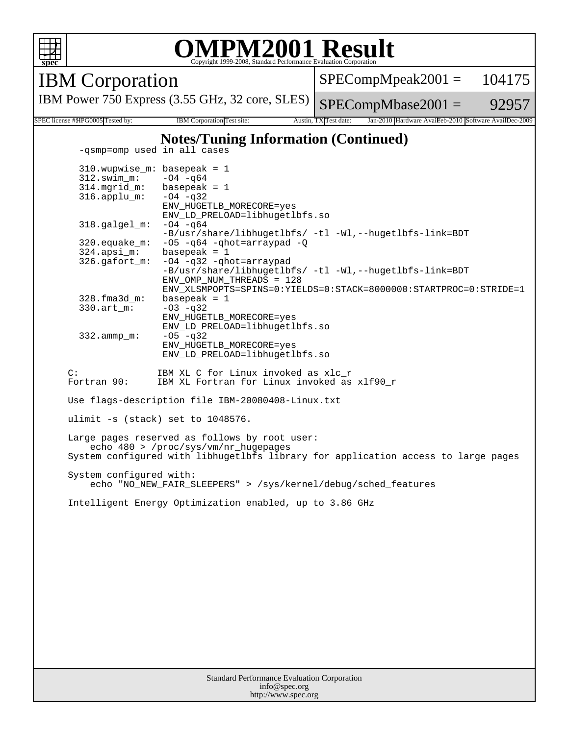# OMPM2001 Result

Copyright 1999-2008, Standard Performance Evaluation Corporation

IBM Corporation

IBM Power 750 Express (3.55 GHz, 32 core, SLES)

SPECompMpeak2001 = 104175

SPECompMbase2001 = 92957

SPEC license #: HPG0005 | Tested by: IBM Corporation | Test site: Austin, TX | Test date: Jan-2010 | Hardware Avail: Feb-2010 | Software Avail: Dec-2009

## Notes/Tuning Information (Continued)

```
  -qsmp=omp used in all cases

  310.wupwise_m: basepeak = 1
  312.swim_m:    -O4 -q64
  314.mgrid_m:   basepeak = 1
  316.applu_m:   -O4 -q32
                 ENV_HUGETLB_MORECORE=yes
                 ENV_LD_PRELOAD=libhugetlbfs.so
  318.galgel_m:  -O4 -q64
                 -B/usr/share/libhugetlbfs/ -tl -Wl,--hugetlbfs-link=BDT
  320.equake_m:  -O5 -q64 -qhot=arraypad -Q
  324.apsi_m:    basepeak = 1
  326.gafort_m:  -O4 -q32 -qhot=arraypad
                 -B/usr/share/libhugetlbfs/ -tl -Wl,--hugetlbfs-link=BDT
                 ENV_OMP_NUM_THREADS = 128
                 ENV_XLSMPOPTS=SPINS=0:YIELDS=0:STACK=8000000:STARTPROC=0:STRIDE=1
  328.fma3d_m:   basepeak = 1
  330.art_m:     -O3 -q32
                 ENV_HUGETLB_MORECORE=yes
                 ENV_LD_PRELOAD=libhugetlbfs.so
  332.ammp_m:    -O5 -q32
                 ENV_HUGETLB_MORECORE=yes
                 ENV_LD_PRELOAD=libhugetlbfs.so

C:             IBM XL C for Linux invoked as xlc_r
Fortran 90:    IBM XL Fortran for Linux invoked as xlf90_r

Use flags-description file IBM-20080408-Linux.txt

ulimit -s (stack) set to 1048576.

Large pages reserved as follows by root user:
    echo 480 > /proc/sys/vm/nr_hugepages
System configured with libhugetlbfs library for application access to large pages

System configured with:
    echo "NO_NEW_FAIR_SLEEPERS" > /sys/kernel/debug/sched_features

Intelligent Energy Optimization enabled, up to 3.86 GHz
```

Standard Performance Evaluation Corporation
info@spec.org
http://www.spec.org